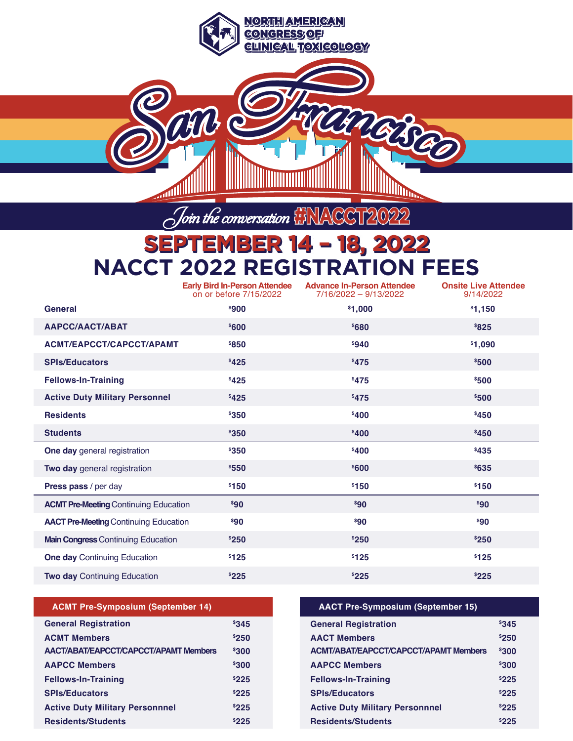# NORTH AMERICAN CONGRESS OF CLINICAL TOXICOLOGY

## San Francisco

*Join the conversation* #NACCT2022

## SEPTEMBER 14 – 18, 2022

# NACCT 2022 REGISTRATION FEES

| | Early Bird In-Person Attendee on or before 7/15/2022 | Advance In-Person Attendee 7/16/2022 – 9/13/2022 | Onsite Live Attendee 9/14/2022 |
|---|---|---|---|
| **General** | $900 | $1,000 | $1,150 |
| **AAPCC/AACT/ABAT** | $600 | $680 | $825 |
| **ACMT/EAPCCT/CAPCCT/APAMT** | $850 | $940 | $1,090 |
| **SPIs/Educators** | $425 | $475 | $500 |
| **Fellows-In-Training** | $425 | $475 | $500 |
| **Active Duty Military Personnel** | $425 | $475 | $500 |
| **Residents** | $350 | $400 | $450 |
| **Students** | $350 | $400 | $450 |
| **One day** general registration | $350 | $400 | $435 |
| **Two day** general registration | $550 | $600 | $635 |
| **Press pass** / per day | $150 | $150 | $150 |
| **ACMT Pre-Meeting** Continuing Education | $90 | $90 | $90 |
| **AACT Pre-Meeting** Continuing Education | $90 | $90 | $90 |
| **Main Congress** Continuing Education | $250 | $250 | $250 |
| **One day** Continuing Education | $125 | $125 | $125 |
| **Two day** Continuing Education | $225 | $225 | $225 |

| ACMT Pre-Symposium (September 14) | |
|---|---|
| **General Registration** | $345 |
| **ACMT Members** | $250 |
| **AACT/ABAT/EAPCCT/CAPCCT/APAMT Members** | $300 |
| **AAPCC Members** | $300 |
| **Fellows-In-Training** | $225 |
| **SPIs/Educators** | $225 |
| **Active Duty Military Personnnel** | $225 |
| **Residents/Students** | $225 |

| AACT Pre-Symposium (September 15) | |
|---|---|
| **General Registration** | $345 |
| **AACT Members** | $250 |
| **ACMT/ABAT/EAPCCT/CAPCCT/APAMT Members** | $300 |
| **AAPCC Members** | $300 |
| **Fellows-In-Training** | $225 |
| **SPIs/Educators** | $225 |
| **Active Duty Military Personnnel** | $225 |
| **Residents/Students** | $225 |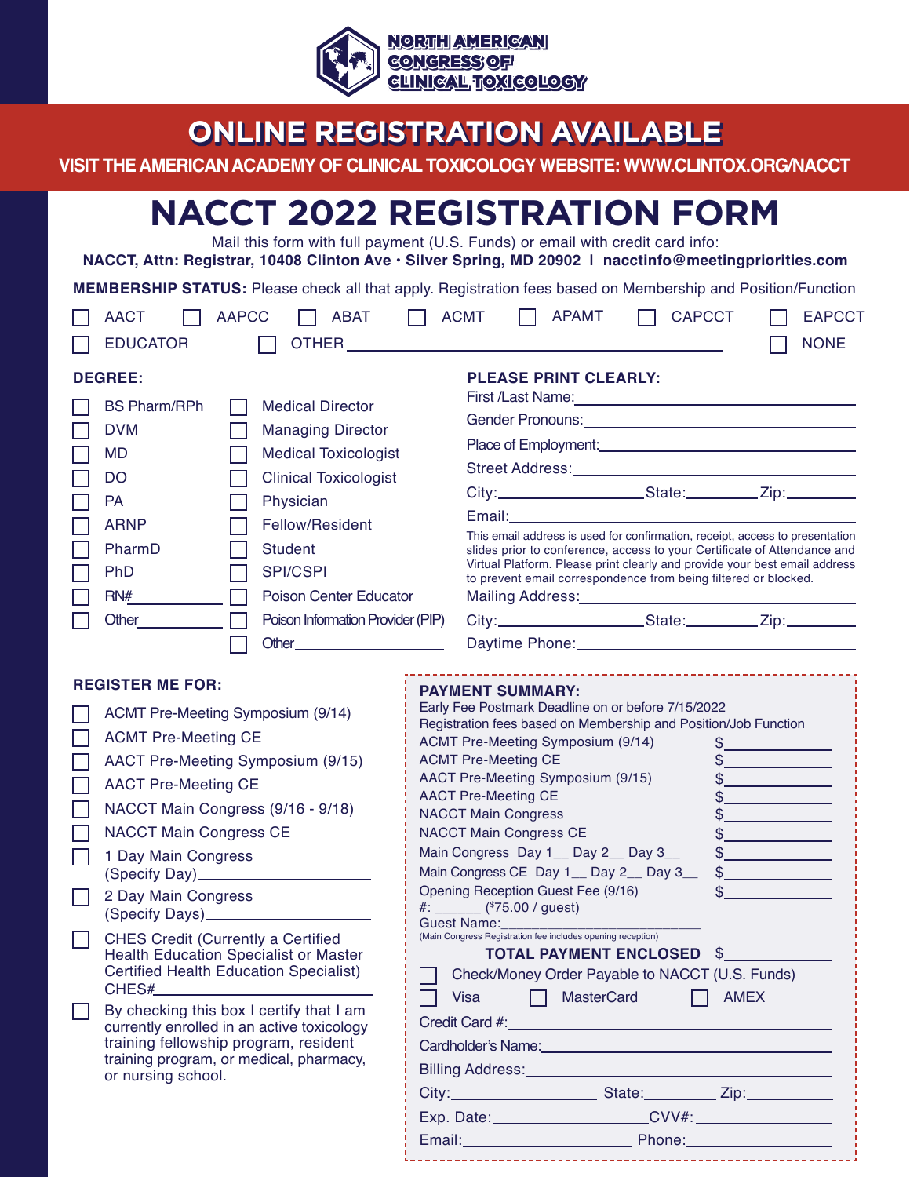NORTH AMERICAN CONGRESS OF CLINICAL TOXICOLOGY

# ONLINE REGISTRATION AVAILABLE

**VISIT THE AMERICAN ACADEMY OF CLINICAL TOXICOLOGY WEBSITE: WWW.CLINTOX.ORG/NACCT**

# NACCT 2022 REGISTRATION FORM

Mail this form with full payment (U.S. Funds) or email with credit card info:

**NACCT, Attn: Registrar, 10408 Clinton Ave • Silver Spring, MD 20902 | nacctinfo@meetingpriorities.com**

**MEMBERSHIP STATUS:** Please check all that apply. Registration fees based on Membership and Position/Function

- ☐ AACT
- ☐ AAPCC
- ☐ ABAT
- ☐ ACMT
- ☐ APAMT
- ☐ CAPCCT
- ☐ EAPCCT
- ☐ EDUCATOR
- ☐ OTHER ____________________
- ☐ NONE

**DEGREE:**

- ☐ BS Pharm/RPh
- ☐ DVM
- ☐ MD
- ☐ DO
- ☐ PA
- ☐ ARNP
- ☐ PharmD
- ☐ PhD
- ☐ RN# __________
- ☐ Other __________
- ☐ Medical Director
- ☐ Managing Director
- ☐ Medical Toxicologist
- ☐ Clinical Toxicologist
- ☐ Physician
- ☐ Fellow/Resident
- ☐ Student
- ☐ SPI/CSPI
- ☐ Poison Center Educator
- ☐ Poison Information Provider (PIP)
- ☐ Other __________

**PLEASE PRINT CLEARLY:**

First /Last Name: ____________________

Gender Pronouns: ____________________

Place of Employment: ____________________

Street Address: ____________________

City: __________ State: __________ Zip: __________

Email: ____________________

This email address is used for confirmation, receipt, access to presentation slides prior to conference, access to your Certificate of Attendance and Virtual Platform. Please print clearly and provide your best email address to prevent email correspondence from being filtered or blocked.

Mailing Address: ____________________

City: __________ State: __________ Zip: __________

Daytime Phone: ____________________

**REGISTER ME FOR:**

- ☐ ACMT Pre-Meeting Symposium (9/14)
- ☐ ACMT Pre-Meeting CE
- ☐ AACT Pre-Meeting Symposium (9/15)
- ☐ AACT Pre-Meeting CE
- ☐ NACCT Main Congress (9/16 - 9/18)
- ☐ NACCT Main Congress CE
- ☐ 1 Day Main Congress (Specify Day) __________
- ☐ 2 Day Main Congress (Specify Days) __________
- ☐ CHES Credit (Currently a Certified Health Education Specialist or Master Certified Health Education Specialist) CHES# __________
- ☐ By checking this box I certify that I am currently enrolled in an active toxicology training fellowship program, resident training program, or medical, pharmacy, or nursing school.

**PAYMENT SUMMARY:**

Early Fee Postmark Deadline on or before 7/15/2022

Registration fees based on Membership and Position/Job Function

| | |
|---|---|
| ACMT Pre-Meeting Symposium (9/14) | $ __________ |
| ACMT Pre-Meeting CE | $ __________ |
| AACT Pre-Meeting Symposium (9/15) | $ __________ |
| AACT Pre-Meeting CE | $ __________ |
| NACCT Main Congress | $ __________ |
| NACCT Main Congress CE | $ __________ |
| Main Congress Day 1__ Day 2__ Day 3__ | $ __________ |
| Main Congress CE Day 1__ Day 2__ Day 3__ | $ __________ |
| Opening Reception Guest Fee (9/16) #: ______ ($75.00 / guest) | $ __________ |

Guest Name: ____________________

(Main Congress Registration fee includes opening reception)

**TOTAL PAYMENT ENCLOSED** $ __________

- ☐ Check/Money Order Payable to NACCT (U.S. Funds)
- ☐ Visa ☐ MasterCard ☐ AMEX

Credit Card #: ____________________

Cardholder's Name: ____________________

Billing Address: ____________________

City: __________ State: __________ Zip: __________

Exp. Date: __________ CVV#: __________

Email: __________ Phone: __________